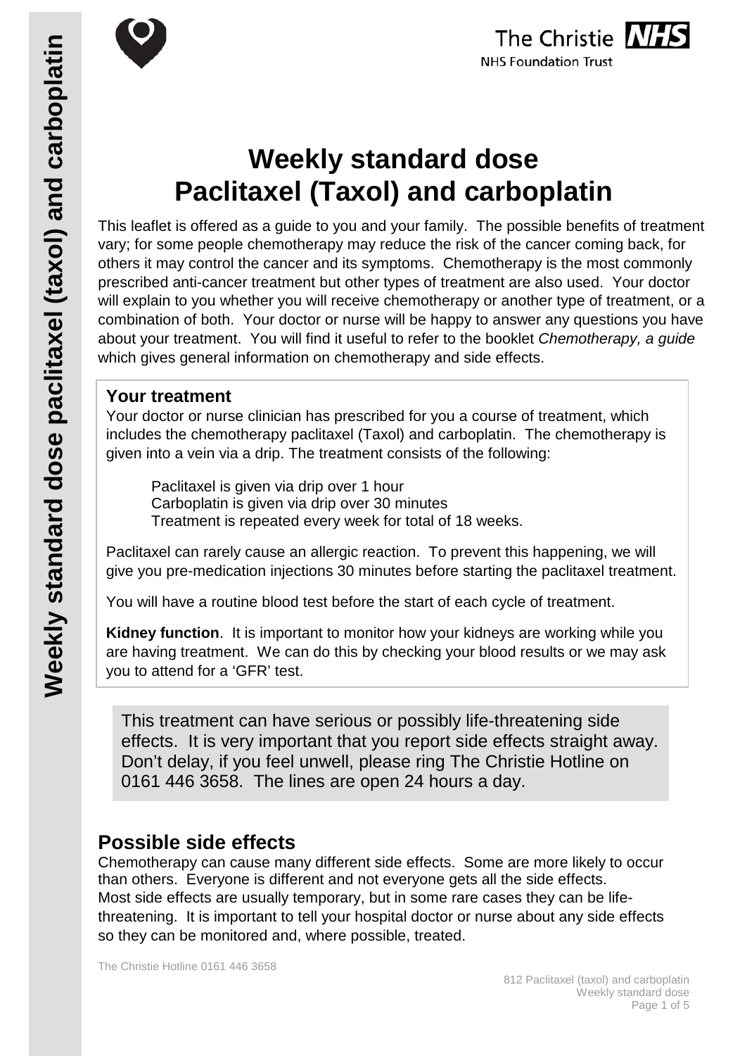# Weekly standard dose Paclitaxel (Taxol) and carboplatin

This leaflet is offered as a guide to you and your family. The possible benefits of treatment vary; for some people chemotherapy may reduce the risk of the cancer coming back, for others it may control the cancer and its symptoms. Chemotherapy is the most commonly prescribed anti-cancer treatment but other types of treatment are also used. Your doctor will explain to you whether you will receive chemotherapy or another type of treatment, or a combination of both. Your doctor or nurse will be happy to answer any questions you have about your treatment. You will find it useful to refer to the booklet *Chemotherapy, a guide* which gives general information on chemotherapy and side effects.

## Your treatment

Your doctor or nurse clinician has prescribed for you a course of treatment, which includes the chemotherapy paclitaxel (Taxol) and carboplatin. The chemotherapy is given into a vein via a drip. The treatment consists of the following:

Paclitaxel is given via drip over 1 hour
Carboplatin is given via drip over 30 minutes
Treatment is repeated every week for total of 18 weeks.

Paclitaxel can rarely cause an allergic reaction. To prevent this happening, we will give you pre-medication injections 30 minutes before starting the paclitaxel treatment.

You will have a routine blood test before the start of each cycle of treatment.

**Kidney function**. It is important to monitor how your kidneys are working while you are having treatment. We can do this by checking your blood results or we may ask you to attend for a 'GFR' test.

This treatment can have serious or possibly life-threatening side effects. It is very important that you report side effects straight away. Don't delay, if you feel unwell, please ring The Christie Hotline on 0161 446 3658. The lines are open 24 hours a day.

## Possible side effects

Chemotherapy can cause many different side effects. Some are more likely to occur than others. Everyone is different and not everyone gets all the side effects. Most side effects are usually temporary, but in some rare cases they can be life-threatening. It is important to tell your hospital doctor or nurse about any side effects so they can be monitored and, where possible, treated.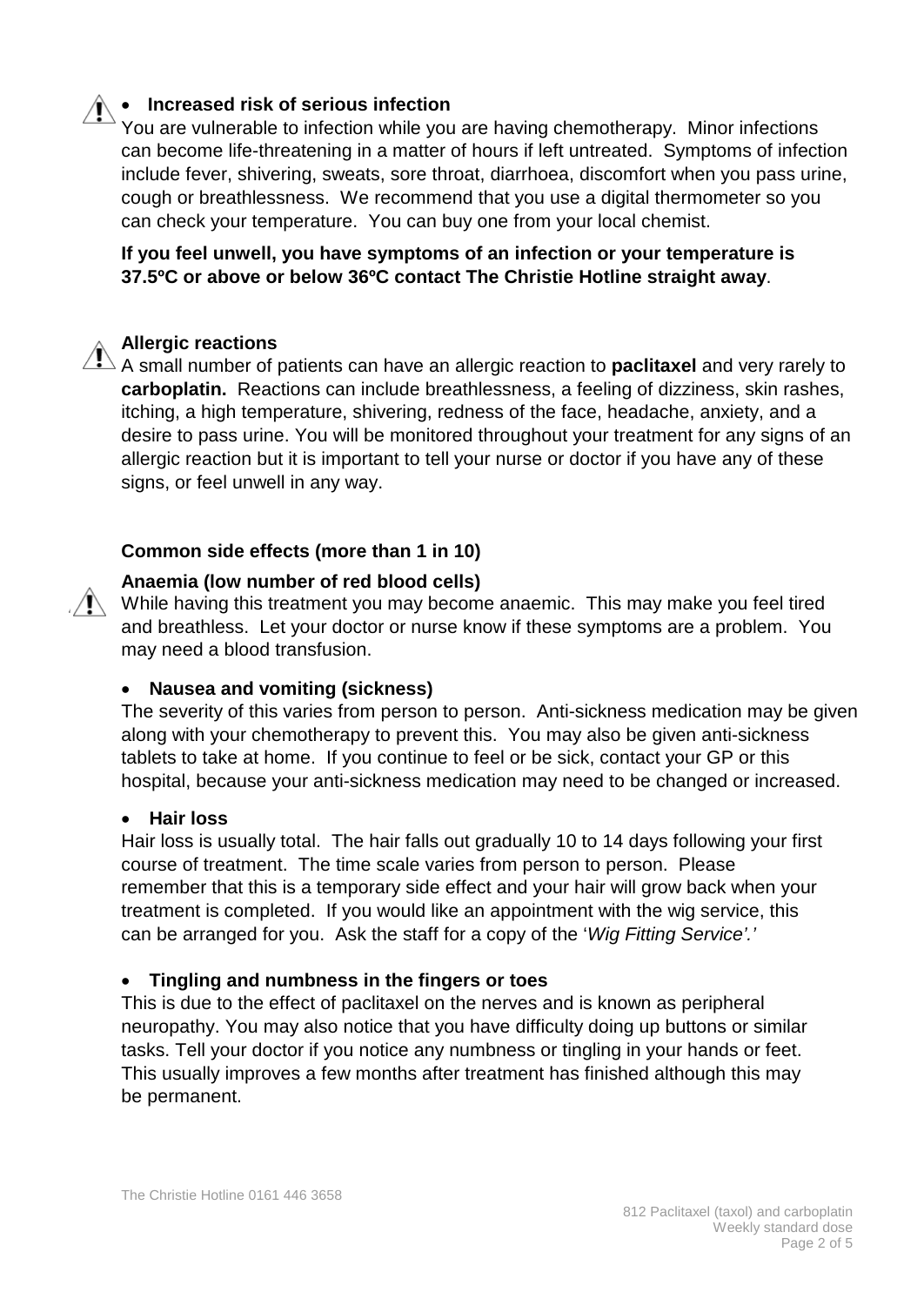- **Increased risk of serious infection**

You are vulnerable to infection while you are having chemotherapy. Minor infections can become life-threatening in a matter of hours if left untreated. Symptoms of infection include fever, shivering, sweats, sore throat, diarrhoea, discomfort when you pass urine, cough or breathlessness. We recommend that you use a digital thermometer so you can check your temperature. You can buy one from your local chemist.

**If you feel unwell, you have symptoms of an infection or your temperature is 37.5ºC or above or below 36ºC contact The Christie Hotline straight away**.

**Allergic reactions**

A small number of patients can have an allergic reaction to **paclitaxel** and very rarely to **carboplatin.** Reactions can include breathlessness, a feeling of dizziness, skin rashes, itching, a high temperature, shivering, redness of the face, headache, anxiety, and a desire to pass urine. You will be monitored throughout your treatment for any signs of an allergic reaction but it is important to tell your nurse or doctor if you have any of these signs, or feel unwell in any way.

**Common side effects (more than 1 in 10)**

**Anaemia (low number of red blood cells)**

While having this treatment you may become anaemic. This may make you feel tired and breathless. Let your doctor or nurse know if these symptoms are a problem. You may need a blood transfusion.

- **Nausea and vomiting (sickness)**

The severity of this varies from person to person. Anti-sickness medication may be given along with your chemotherapy to prevent this. You may also be given anti-sickness tablets to take at home. If you continue to feel or be sick, contact your GP or this hospital, because your anti-sickness medication may need to be changed or increased.

- **Hair loss**

Hair loss is usually total. The hair falls out gradually 10 to 14 days following your first course of treatment. The time scale varies from person to person. Please remember that this is a temporary side effect and your hair will grow back when your treatment is completed. If you would like an appointment with the wig service, this can be arranged for you. Ask the staff for a copy of the '*Wig Fitting Service'.'*

- **Tingling and numbness in the fingers or toes**

This is due to the effect of paclitaxel on the nerves and is known as peripheral neuropathy. You may also notice that you have difficulty doing up buttons or similar tasks. Tell your doctor if you notice any numbness or tingling in your hands or feet. This usually improves a few months after treatment has finished although this may be permanent.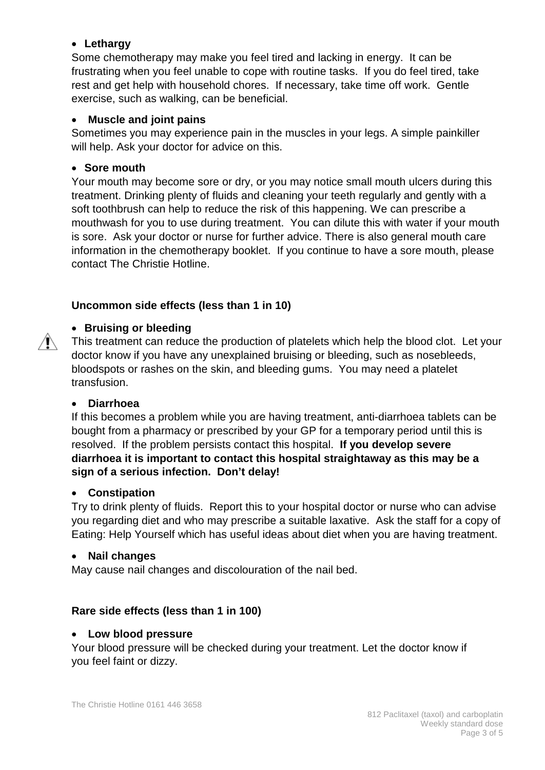- **Lethargy**

Some chemotherapy may make you feel tired and lacking in energy. It can be frustrating when you feel unable to cope with routine tasks. If you do feel tired, take rest and get help with household chores. If necessary, take time off work. Gentle exercise, such as walking, can be beneficial.

- **Muscle and joint pains**

Sometimes you may experience pain in the muscles in your legs. A simple painkiller will help. Ask your doctor for advice on this.

- **Sore mouth**

Your mouth may become sore or dry, or you may notice small mouth ulcers during this treatment. Drinking plenty of fluids and cleaning your teeth regularly and gently with a soft toothbrush can help to reduce the risk of this happening. We can prescribe a mouthwash for you to use during treatment. You can dilute this with water if your mouth is sore. Ask your doctor or nurse for further advice. There is also general mouth care information in the chemotherapy booklet. If you continue to have a sore mouth, please contact The Christie Hotline.

**Uncommon side effects (less than 1 in 10)**

- **Bruising or bleeding**

⚠ This treatment can reduce the production of platelets which help the blood clot. Let your doctor know if you have any unexplained bruising or bleeding, such as nosebleeds, bloodspots or rashes on the skin, and bleeding gums. You may need a platelet transfusion.

- **Diarrhoea**

If this becomes a problem while you are having treatment, anti-diarrhoea tablets can be bought from a pharmacy or prescribed by your GP for a temporary period until this is resolved. If the problem persists contact this hospital. **If you develop severe diarrhoea it is important to contact this hospital straightaway as this may be a sign of a serious infection. Don't delay!**

- **Constipation**

Try to drink plenty of fluids. Report this to your hospital doctor or nurse who can advise you regarding diet and who may prescribe a suitable laxative. Ask the staff for a copy of Eating: Help Yourself which has useful ideas about diet when you are having treatment.

- **Nail changes**

May cause nail changes and discolouration of the nail bed.

**Rare side effects (less than 1 in 100)**

- **Low blood pressure**

Your blood pressure will be checked during your treatment. Let the doctor know if you feel faint or dizzy.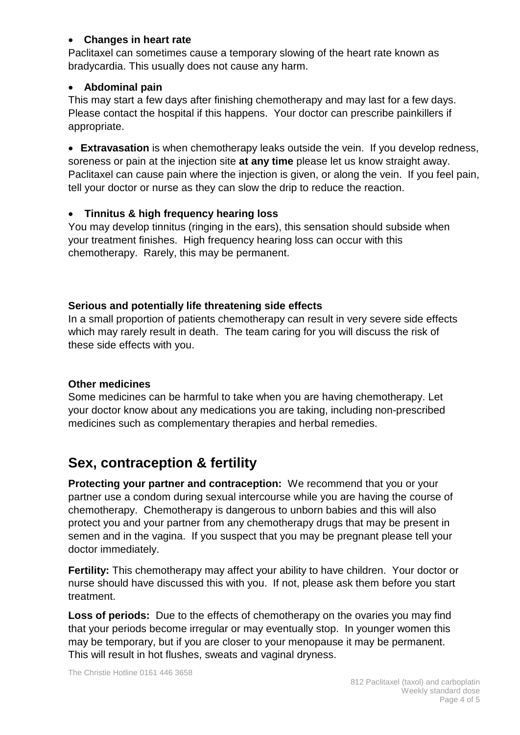- **Changes in heart rate**

Paclitaxel can sometimes cause a temporary slowing of the heart rate known as bradycardia. This usually does not cause any harm.

- **Abdominal pain**

This may start a few days after finishing chemotherapy and may last for a few days. Please contact the hospital if this happens. Your doctor can prescribe painkillers if appropriate.

- **Extravasation** is when chemotherapy leaks outside the vein. If you develop redness, soreness or pain at the injection site **at any time** please let us know straight away. Paclitaxel can cause pain where the injection is given, or along the vein. If you feel pain, tell your doctor or nurse as they can slow the drip to reduce the reaction.

- **Tinnitus & high frequency hearing loss**

You may develop tinnitus (ringing in the ears), this sensation should subside when your treatment finishes. High frequency hearing loss can occur with this chemotherapy. Rarely, this may be permanent.

**Serious and potentially life threatening side effects**

In a small proportion of patients chemotherapy can result in very severe side effects which may rarely result in death. The team caring for you will discuss the risk of these side effects with you.

**Other medicines**

Some medicines can be harmful to take when you are having chemotherapy. Let your doctor know about any medications you are taking, including non-prescribed medicines such as complementary therapies and herbal remedies.

## Sex, contraception & fertility

**Protecting your partner and contraception:** We recommend that you or your partner use a condom during sexual intercourse while you are having the course of chemotherapy. Chemotherapy is dangerous to unborn babies and this will also protect you and your partner from any chemotherapy drugs that may be present in semen and in the vagina. If you suspect that you may be pregnant please tell your doctor immediately.

**Fertility:** This chemotherapy may affect your ability to have children. Your doctor or nurse should have discussed this with you. If not, please ask them before you start treatment.

**Loss of periods:** Due to the effects of chemotherapy on the ovaries you may find that your periods become irregular or may eventually stop. In younger women this may be temporary, but if you are closer to your menopause it may be permanent. This will result in hot flushes, sweats and vaginal dryness.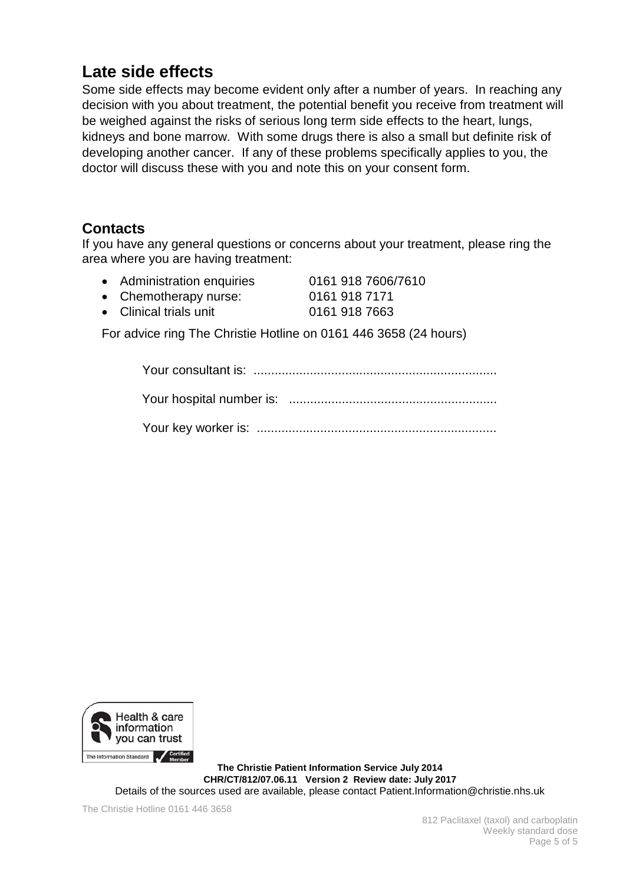## Late side effects

Some side effects may become evident only after a number of years. In reaching any decision with you about treatment, the potential benefit you receive from treatment will be weighed against the risks of serious long term side effects to the heart, lungs, kidneys and bone marrow. With some drugs there is also a small but definite risk of developing another cancer. If any of these problems specifically applies to you, the doctor will discuss these with you and note this on your consent form.

## Contacts

If you have any general questions or concerns about your treatment, please ring the area where you are having treatment:

- Administration enquiries 0161 918 7606/7610
- Chemotherapy nurse: 0161 918 7171
- Clinical trials unit 0161 918 7663

For advice ring The Christie Hotline on 0161 446 3658 (24 hours)

Your consultant is: ....................................................................

Your hospital number is: ..........................................................

Your key worker is: ...................................................................

Health & care information you can trust
The Information Standard Certified Member

**The Christie Patient Information Service July 2014**
**CHR/CT/812/07.06.11 Version 2 Review date: July 2017**
Details of the sources used are available, please contact Patient.Information@christie.nhs.uk